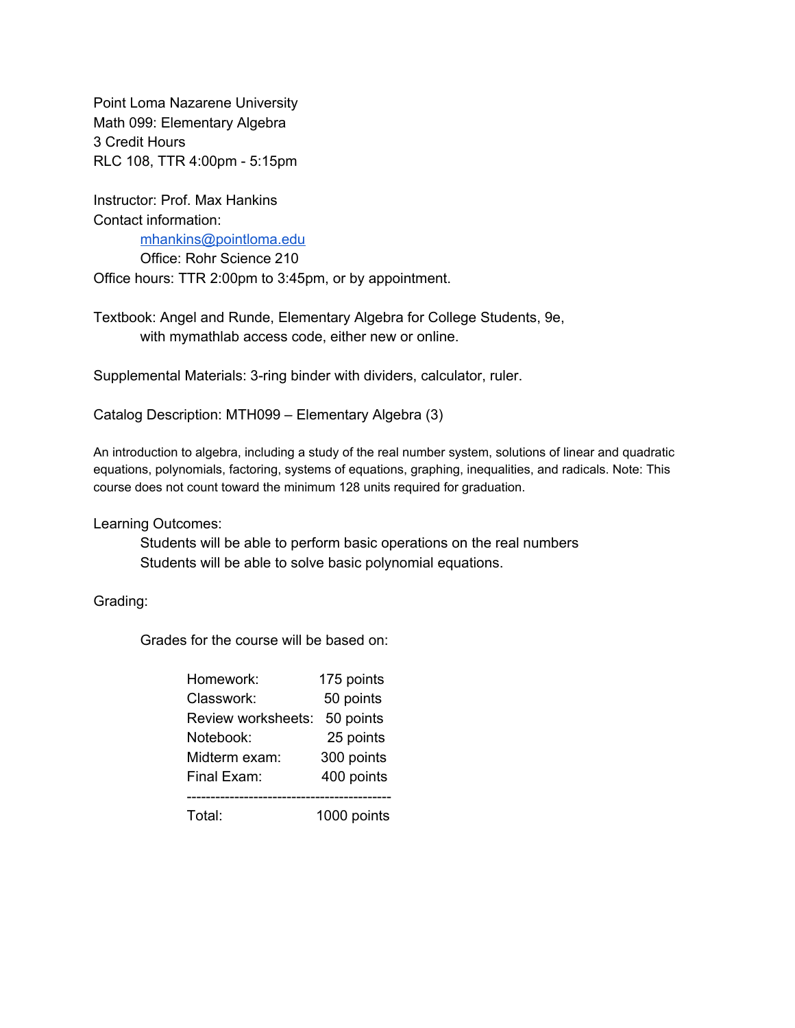Point Loma Nazarene University
Math 099: Elementary Algebra
3 Credit Hours
RLC 108, TTR 4:00pm - 5:15pm

Instructor: Prof. Max Hankins
Contact information:
mhankins@pointloma.edu
Office: Rohr Science 210
Office hours: TTR 2:00pm to 3:45pm, or by appointment.

Textbook: Angel and Runde, Elementary Algebra for College Students, 9e,
with mymathlab access code, either new or online.

Supplemental Materials: 3-ring binder with dividers, calculator, ruler.

Catalog Description: MTH099 – Elementary Algebra (3)

An introduction to algebra, including a study of the real number system, solutions of linear and quadratic equations, polynomials, factoring, systems of equations, graphing, inequalities, and radicals. Note: This course does not count toward the minimum 128 units required for graduation.

Learning Outcomes:

Students will be able to perform basic operations on the real numbers
Students will be able to solve basic polynomial equations.

Grading:

Grades for the course will be based on:

| | |
|---|---|
| Homework: | 175 points |
| Classwork: | 50 points |
| Review worksheets: | 50 points |
| Notebook: | 25 points |
| Midterm exam: | 300 points |
| Final Exam: | 400 points |
| Total: | 1000 points |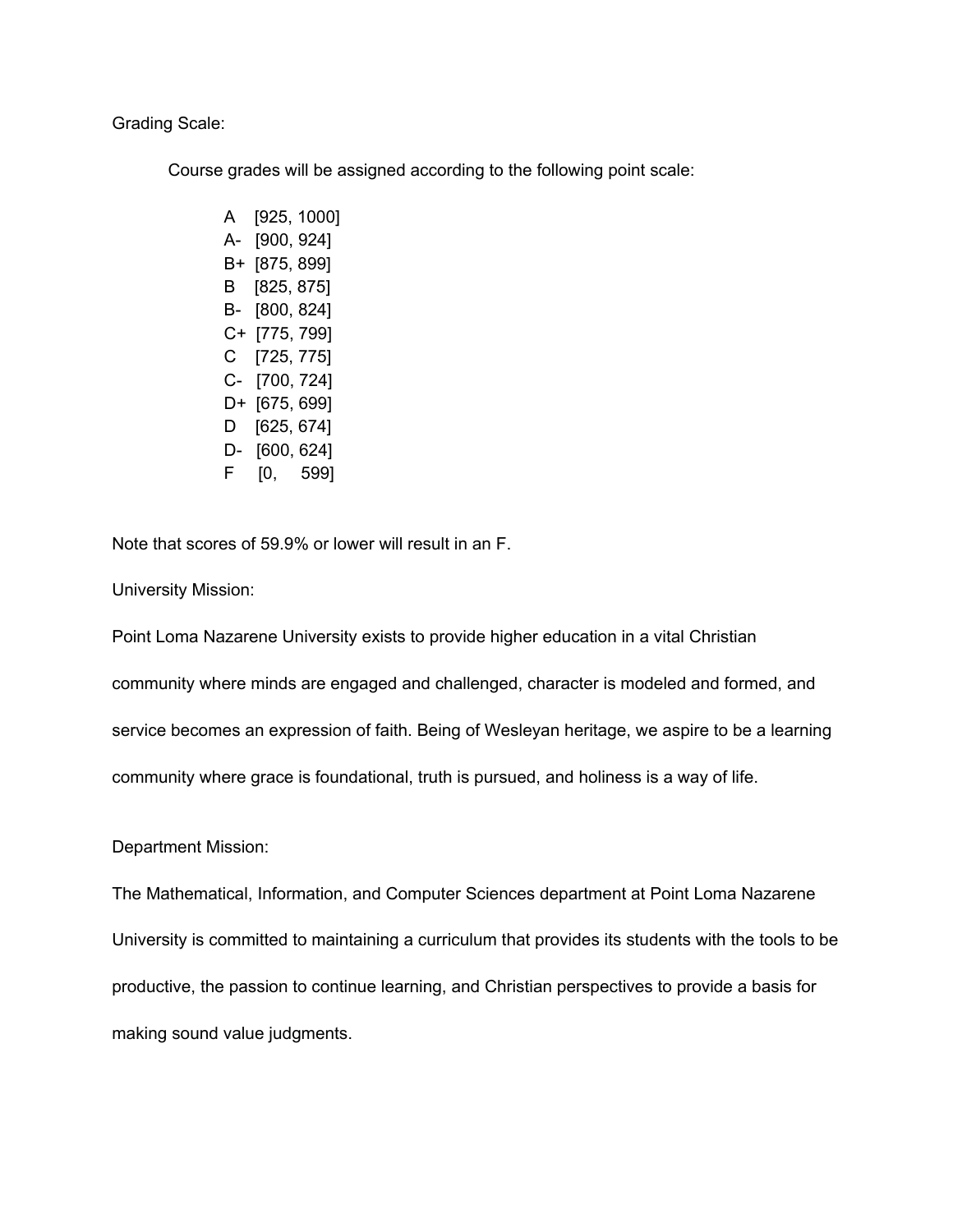Grading Scale:

Course grades will be assigned according to the following point scale:

A [925, 1000]
A- [900, 924]
B+ [875, 899]
B [825, 875]
B- [800, 824]
C+ [775, 799]
C [725, 775]
C- [700, 724]
D+ [675, 699]
D [625, 674]
D- [600, 624]
F [0, 599]

Note that scores of 59.9% or lower will result in an F.

University Mission:

Point Loma Nazarene University exists to provide higher education in a vital Christian community where minds are engaged and challenged, character is modeled and formed, and service becomes an expression of faith. Being of Wesleyan heritage, we aspire to be a learning community where grace is foundational, truth is pursued, and holiness is a way of life.

Department Mission:

The Mathematical, Information, and Computer Sciences department at Point Loma Nazarene University is committed to maintaining a curriculum that provides its students with the tools to be productive, the passion to continue learning, and Christian perspectives to provide a basis for making sound value judgments.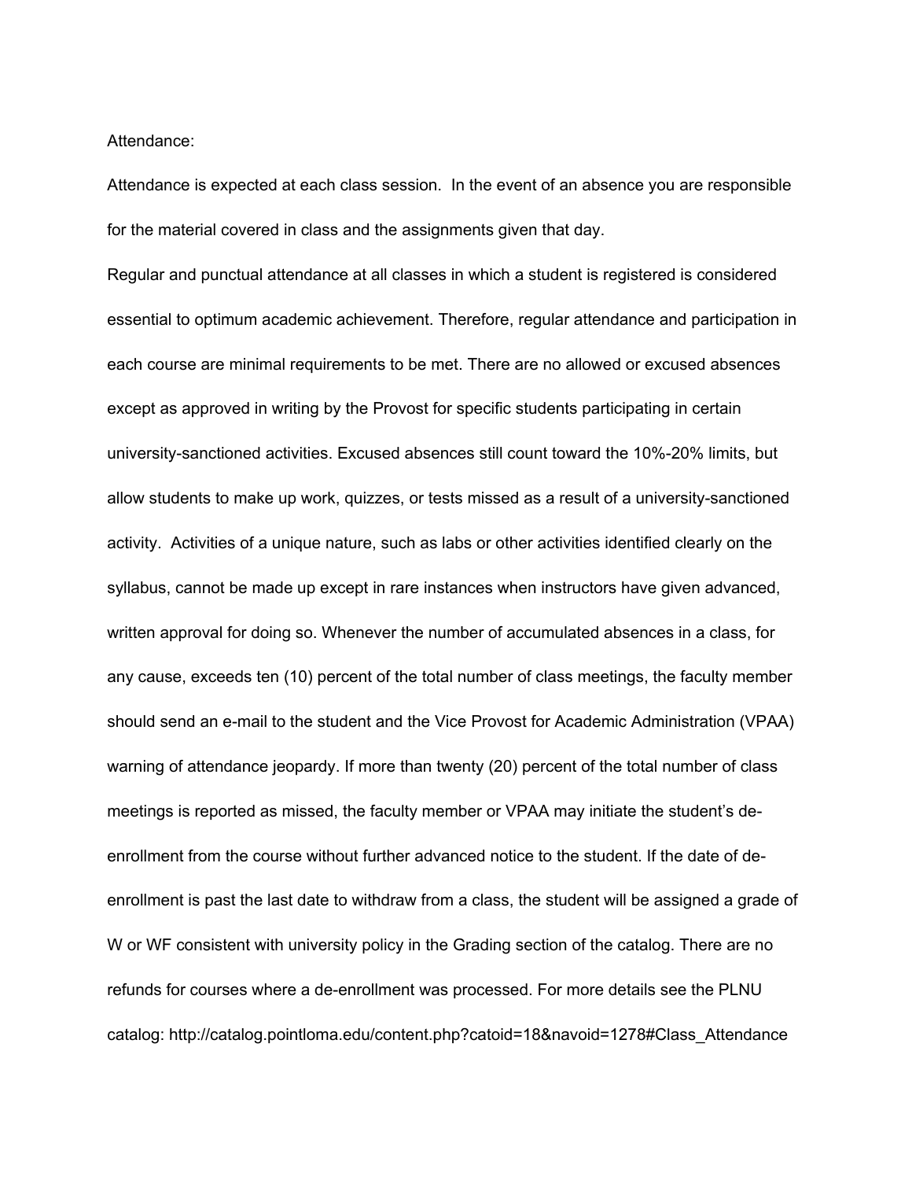Attendance:

Attendance is expected at each class session. In the event of an absence you are responsible for the material covered in class and the assignments given that day.

Regular and punctual attendance at all classes in which a student is registered is considered essential to optimum academic achievement. Therefore, regular attendance and participation in each course are minimal requirements to be met. There are no allowed or excused absences except as approved in writing by the Provost for specific students participating in certain university-sanctioned activities. Excused absences still count toward the 10%-20% limits, but allow students to make up work, quizzes, or tests missed as a result of a university-sanctioned activity. Activities of a unique nature, such as labs or other activities identified clearly on the syllabus, cannot be made up except in rare instances when instructors have given advanced, written approval for doing so. Whenever the number of accumulated absences in a class, for any cause, exceeds ten (10) percent of the total number of class meetings, the faculty member should send an e-mail to the student and the Vice Provost for Academic Administration (VPAA) warning of attendance jeopardy. If more than twenty (20) percent of the total number of class meetings is reported as missed, the faculty member or VPAA may initiate the student's de-enrollment from the course without further advanced notice to the student. If the date of de-enrollment is past the last date to withdraw from a class, the student will be assigned a grade of W or WF consistent with university policy in the Grading section of the catalog. There are no refunds for courses where a de-enrollment was processed. For more details see the PLNU catalog: http://catalog.pointloma.edu/content.php?catoid=18&navoid=1278#Class_Attendance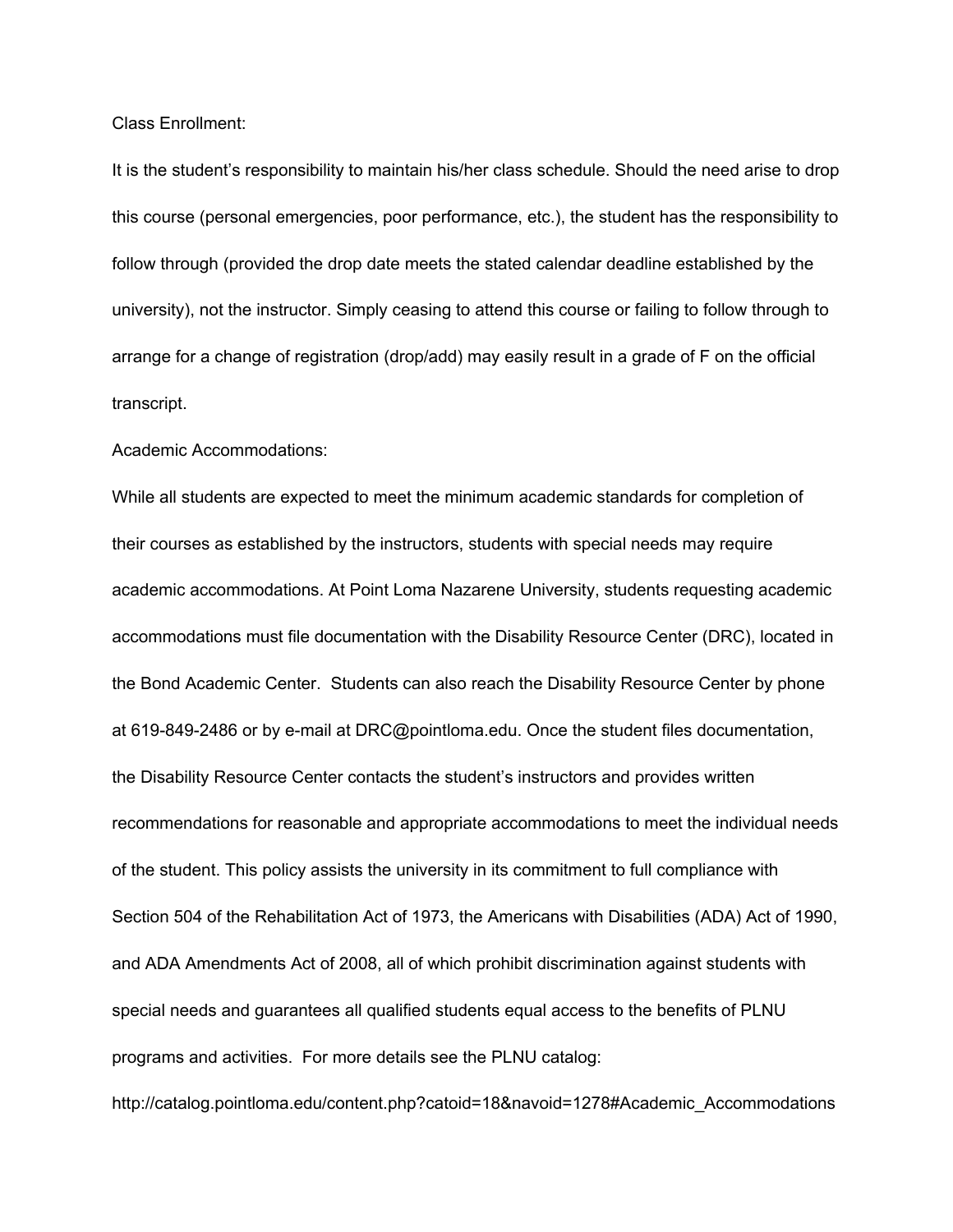Class Enrollment:

It is the student's responsibility to maintain his/her class schedule. Should the need arise to drop this course (personal emergencies, poor performance, etc.), the student has the responsibility to follow through (provided the drop date meets the stated calendar deadline established by the university), not the instructor. Simply ceasing to attend this course or failing to follow through to arrange for a change of registration (drop/add) may easily result in a grade of F on the official transcript.

Academic Accommodations:

While all students are expected to meet the minimum academic standards for completion of their courses as established by the instructors, students with special needs may require academic accommodations. At Point Loma Nazarene University, students requesting academic accommodations must file documentation with the Disability Resource Center (DRC), located in the Bond Academic Center. Students can also reach the Disability Resource Center by phone at 619-849-2486 or by e-mail at DRC@pointloma.edu. Once the student files documentation, the Disability Resource Center contacts the student's instructors and provides written recommendations for reasonable and appropriate accommodations to meet the individual needs of the student. This policy assists the university in its commitment to full compliance with Section 504 of the Rehabilitation Act of 1973, the Americans with Disabilities (ADA) Act of 1990, and ADA Amendments Act of 2008, all of which prohibit discrimination against students with special needs and guarantees all qualified students equal access to the benefits of PLNU programs and activities. For more details see the PLNU catalog:

http://catalog.pointloma.edu/content.php?catoid=18&navoid=1278#Academic_Accommodations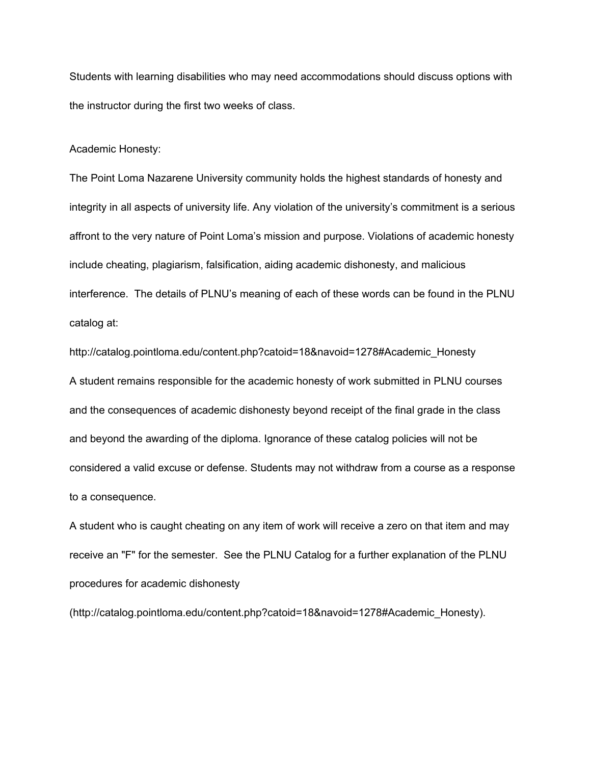Students with learning disabilities who may need accommodations should discuss options with the instructor during the first two weeks of class.

Academic Honesty:

The Point Loma Nazarene University community holds the highest standards of honesty and integrity in all aspects of university life. Any violation of the university's commitment is a serious affront to the very nature of Point Loma's mission and purpose. Violations of academic honesty include cheating, plagiarism, falsification, aiding academic dishonesty, and malicious interference. The details of PLNU's meaning of each of these words can be found in the PLNU catalog at:

http://catalog.pointloma.edu/content.php?catoid=18&navoid=1278#Academic_Honesty

A student remains responsible for the academic honesty of work submitted in PLNU courses and the consequences of academic dishonesty beyond receipt of the final grade in the class and beyond the awarding of the diploma. Ignorance of these catalog policies will not be considered a valid excuse or defense. Students may not withdraw from a course as a response to a consequence.

A student who is caught cheating on any item of work will receive a zero on that item and may receive an "F" for the semester. See the PLNU Catalog for a further explanation of the PLNU procedures for academic dishonesty

(http://catalog.pointloma.edu/content.php?catoid=18&navoid=1278#Academic_Honesty).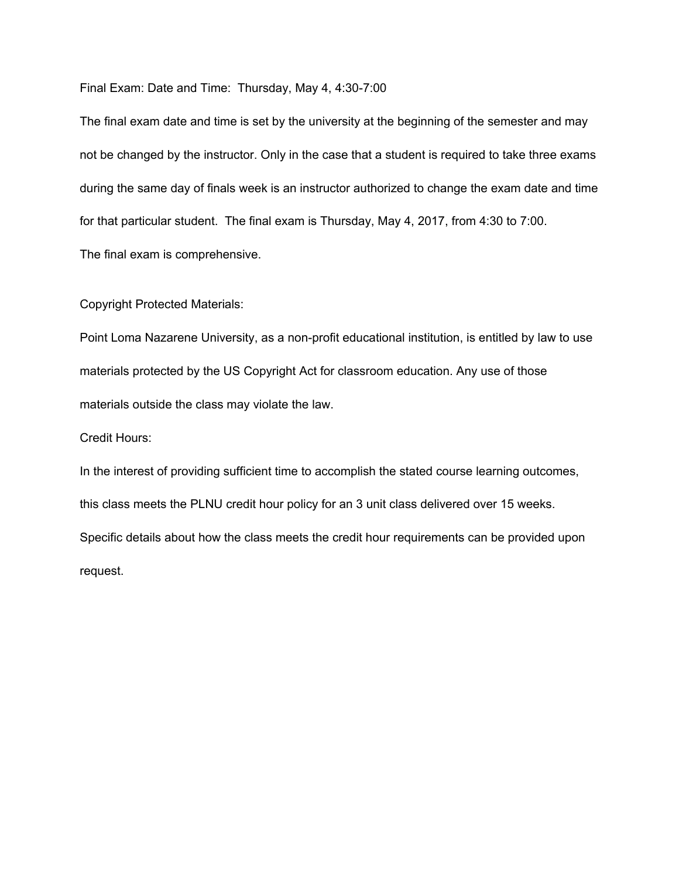Final Exam: Date and Time: Thursday, May 4, 4:30-7:00

The final exam date and time is set by the university at the beginning of the semester and may not be changed by the instructor. Only in the case that a student is required to take three exams during the same day of finals week is an instructor authorized to change the exam date and time for that particular student. The final exam is Thursday, May 4, 2017, from 4:30 to 7:00.

The final exam is comprehensive.

Copyright Protected Materials:

Point Loma Nazarene University, as a non-profit educational institution, is entitled by law to use materials protected by the US Copyright Act for classroom education. Any use of those materials outside the class may violate the law.

Credit Hours:

In the interest of providing sufficient time to accomplish the stated course learning outcomes, this class meets the PLNU credit hour policy for an 3 unit class delivered over 15 weeks. Specific details about how the class meets the credit hour requirements can be provided upon request.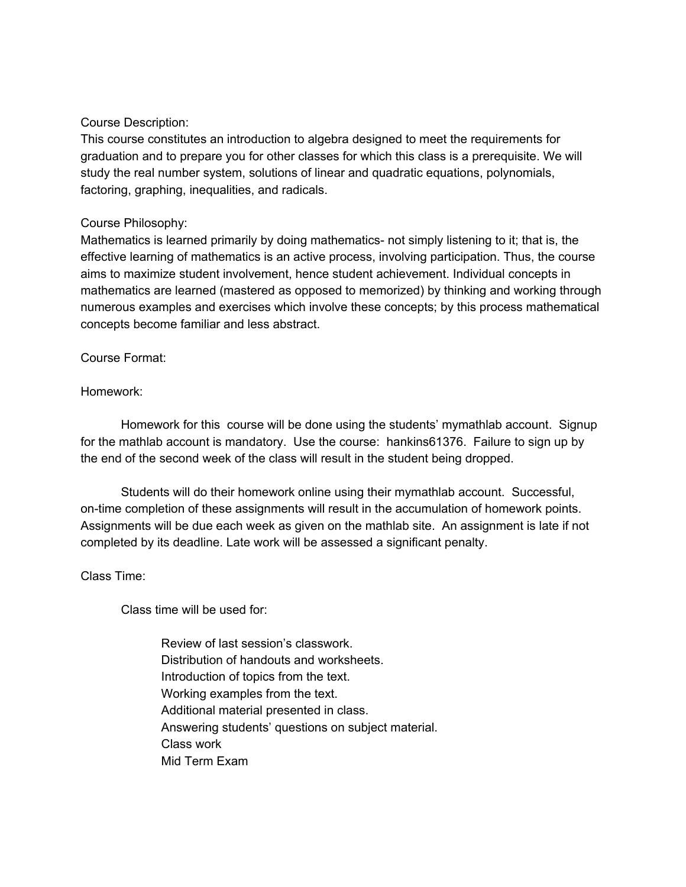Course Description:

This course constitutes an introduction to algebra designed to meet the requirements for graduation and to prepare you for other classes for which this class is a prerequisite. We will study the real number system, solutions of linear and quadratic equations, polynomials, factoring, graphing, inequalities, and radicals.

Course Philosophy:

Mathematics is learned primarily by doing mathematics- not simply listening to it; that is, the effective learning of mathematics is an active process, involving participation. Thus, the course aims to maximize student involvement, hence student achievement. Individual concepts in mathematics are learned (mastered as opposed to memorized) by thinking and working through numerous examples and exercises which involve these concepts; by this process mathematical concepts become familiar and less abstract.

Course Format:

Homework:

Homework for this course will be done using the students' mymathlab account. Signup for the mathlab account is mandatory. Use the course: hankins61376. Failure to sign up by the end of the second week of the class will result in the student being dropped.

Students will do their homework online using their mymathlab account. Successful, on-time completion of these assignments will result in the accumulation of homework points. Assignments will be due each week as given on the mathlab site. An assignment is late if not completed by its deadline. Late work will be assessed a significant penalty.

Class Time:

Class time will be used for:

- Review of last session's classwork.
- Distribution of handouts and worksheets.
- Introduction of topics from the text.
- Working examples from the text.
- Additional material presented in class.
- Answering students' questions on subject material.
- Class work
- Mid Term Exam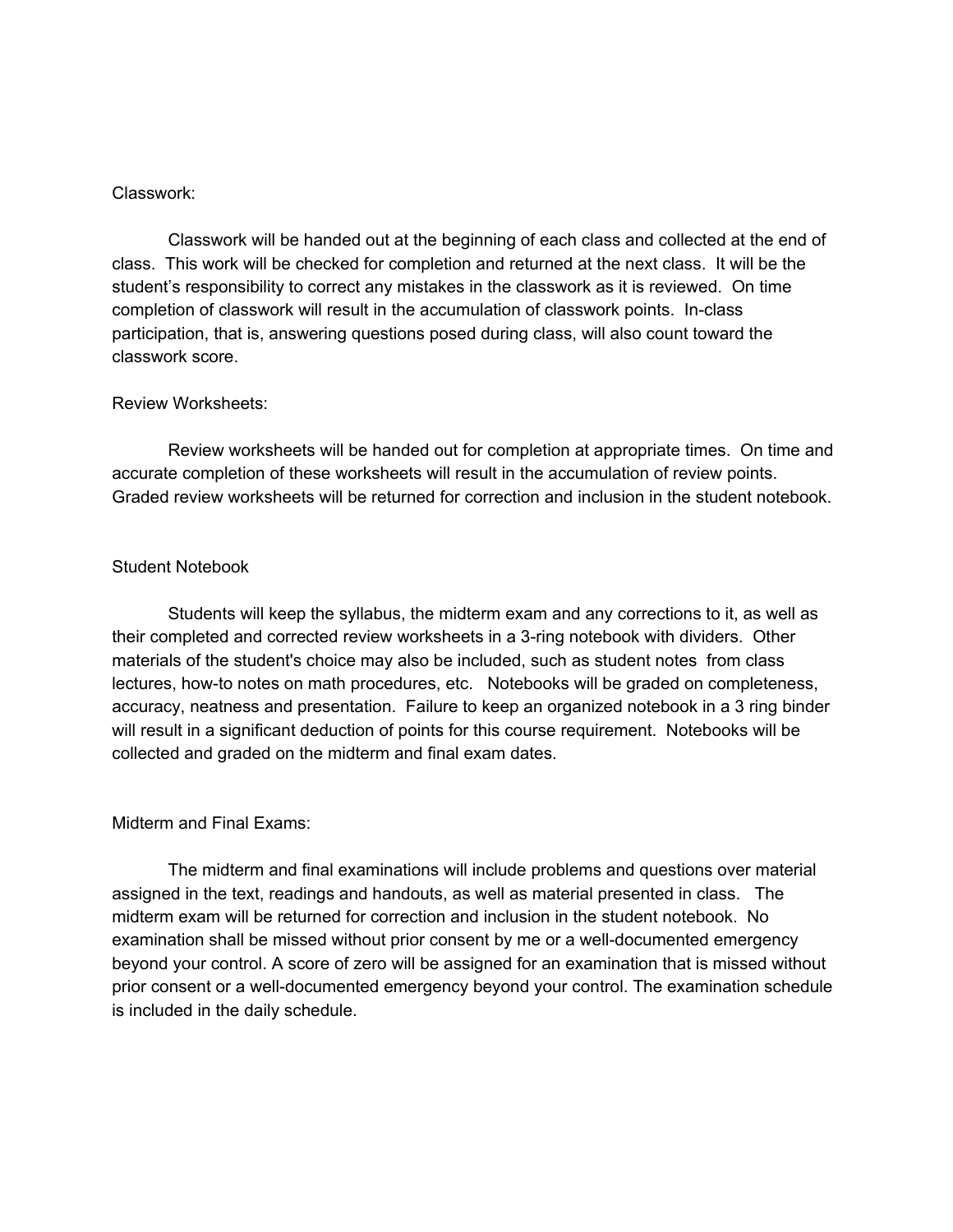## Classwork:

Classwork will be handed out at the beginning of each class and collected at the end of class. This work will be checked for completion and returned at the next class. It will be the student's responsibility to correct any mistakes in the classwork as it is reviewed. On time completion of classwork will result in the accumulation of classwork points. In-class participation, that is, answering questions posed during class, will also count toward the classwork score.

## Review Worksheets:

Review worksheets will be handed out for completion at appropriate times. On time and accurate completion of these worksheets will result in the accumulation of review points. Graded review worksheets will be returned for correction and inclusion in the student notebook.

## Student Notebook

Students will keep the syllabus, the midterm exam and any corrections to it, as well as their completed and corrected review worksheets in a 3-ring notebook with dividers. Other materials of the student's choice may also be included, such as student notes from class lectures, how-to notes on math procedures, etc. Notebooks will be graded on completeness, accuracy, neatness and presentation. Failure to keep an organized notebook in a 3 ring binder will result in a significant deduction of points for this course requirement. Notebooks will be collected and graded on the midterm and final exam dates.

## Midterm and Final Exams:

The midterm and final examinations will include problems and questions over material assigned in the text, readings and handouts, as well as material presented in class. The midterm exam will be returned for correction and inclusion in the student notebook. No examination shall be missed without prior consent by me or a well-documented emergency beyond your control. A score of zero will be assigned for an examination that is missed without prior consent or a well-documented emergency beyond your control. The examination schedule is included in the daily schedule.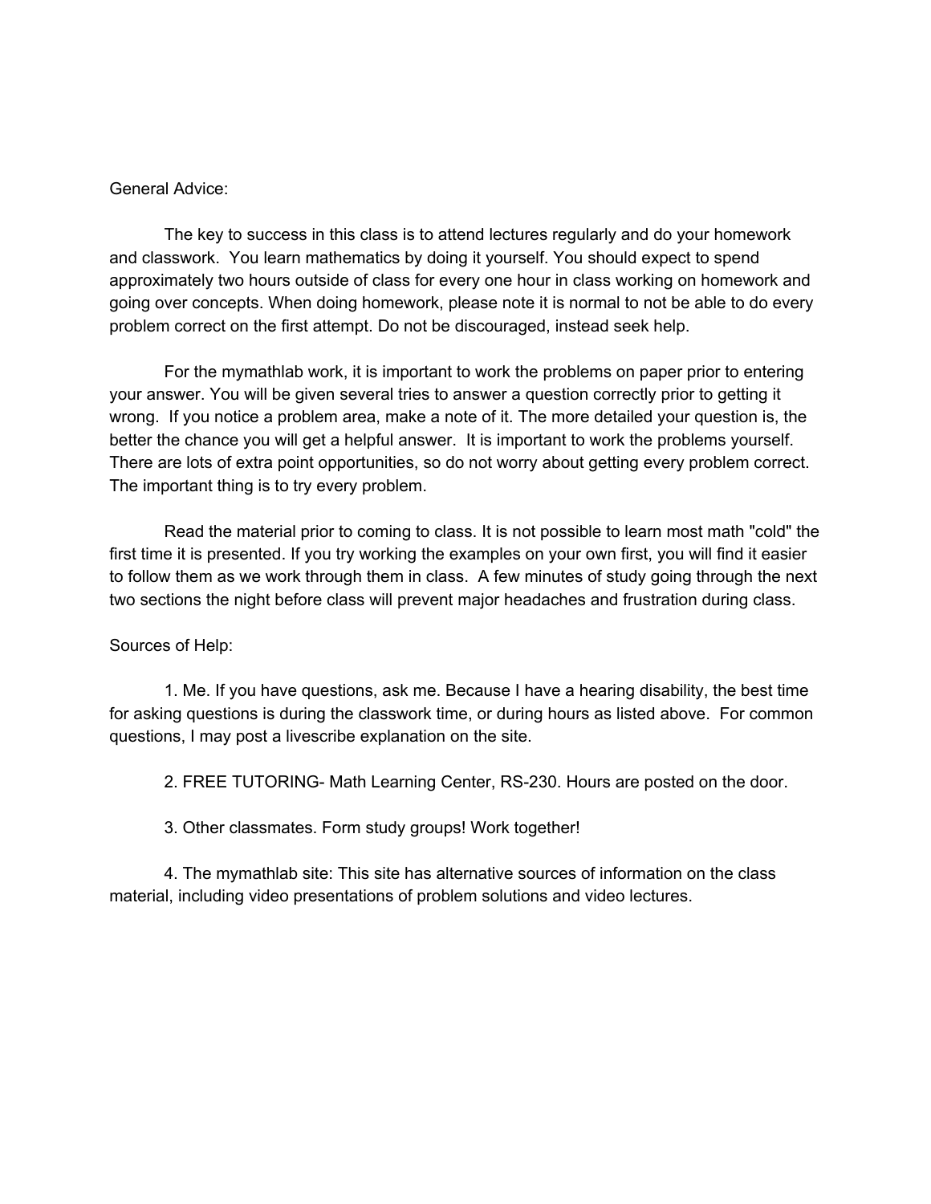General Advice:

The key to success in this class is to attend lectures regularly and do your homework and classwork. You learn mathematics by doing it yourself. You should expect to spend approximately two hours outside of class for every one hour in class working on homework and going over concepts. When doing homework, please note it is normal to not be able to do every problem correct on the first attempt. Do not be discouraged, instead seek help.

For the mymathlab work, it is important to work the problems on paper prior to entering your answer. You will be given several tries to answer a question correctly prior to getting it wrong. If you notice a problem area, make a note of it. The more detailed your question is, the better the chance you will get a helpful answer. It is important to work the problems yourself. There are lots of extra point opportunities, so do not worry about getting every problem correct. The important thing is to try every problem.

Read the material prior to coming to class. It is not possible to learn most math "cold" the first time it is presented. If you try working the examples on your own first, you will find it easier to follow them as we work through them in class. A few minutes of study going through the next two sections the night before class will prevent major headaches and frustration during class.

Sources of Help:

1. Me. If you have questions, ask me. Because I have a hearing disability, the best time for asking questions is during the classwork time, or during hours as listed above. For common questions, I may post a livescribe explanation on the site.

2. FREE TUTORING- Math Learning Center, RS-230. Hours are posted on the door.

3. Other classmates. Form study groups! Work together!

4. The mymathlab site: This site has alternative sources of information on the class material, including video presentations of problem solutions and video lectures.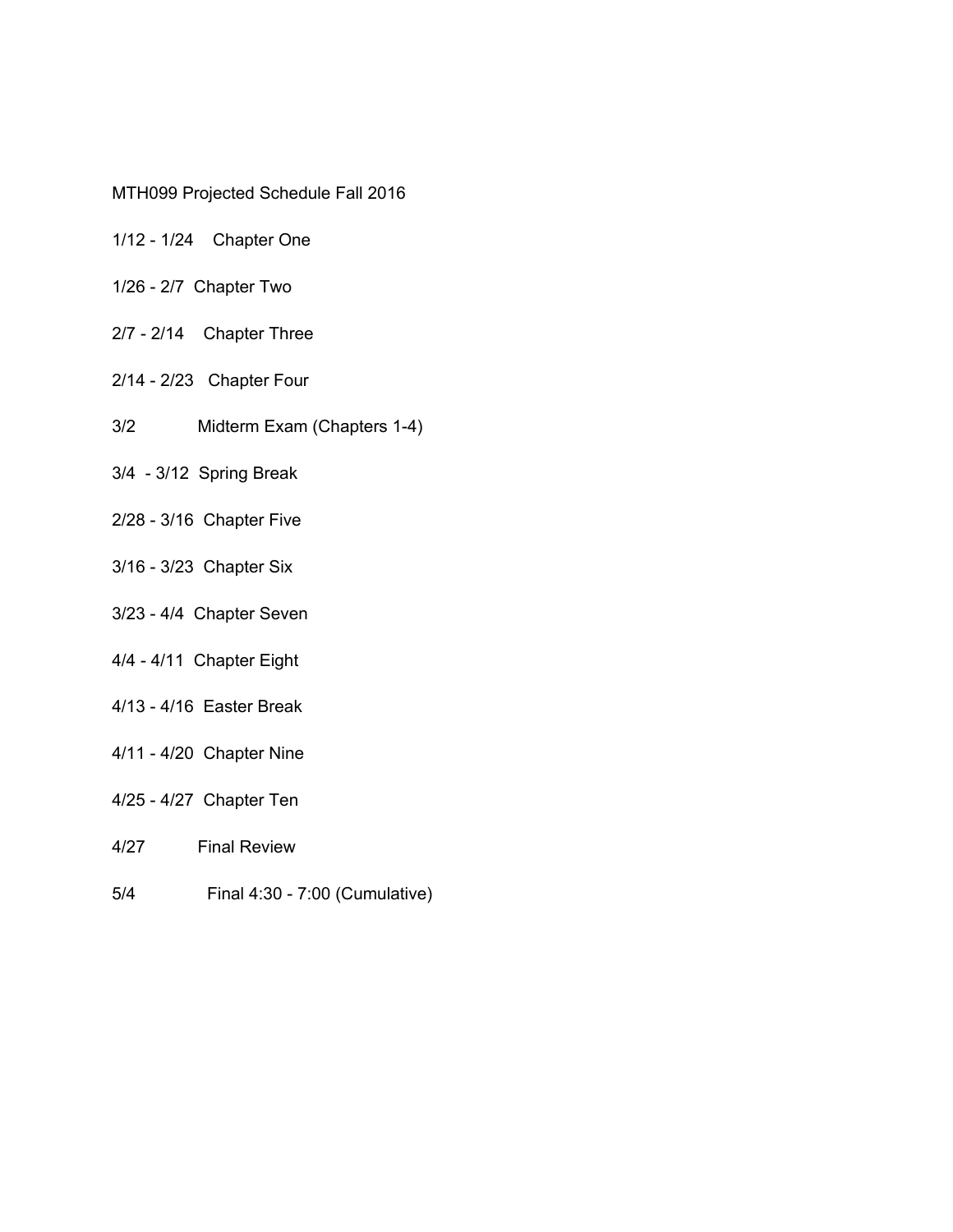MTH099 Projected Schedule Fall 2016

1/12 - 1/24 Chapter One

1/26 - 2/7 Chapter Two

2/7 - 2/14 Chapter Three

2/14 - 2/23 Chapter Four

3/2 Midterm Exam (Chapters 1-4)

3/4 - 3/12 Spring Break

2/28 - 3/16 Chapter Five

3/16 - 3/23 Chapter Six

3/23 - 4/4 Chapter Seven

4/4 - 4/11 Chapter Eight

4/13 - 4/16 Easter Break

4/11 - 4/20 Chapter Nine

4/25 - 4/27 Chapter Ten

4/27 Final Review

5/4 Final 4:30 - 7:00 (Cumulative)